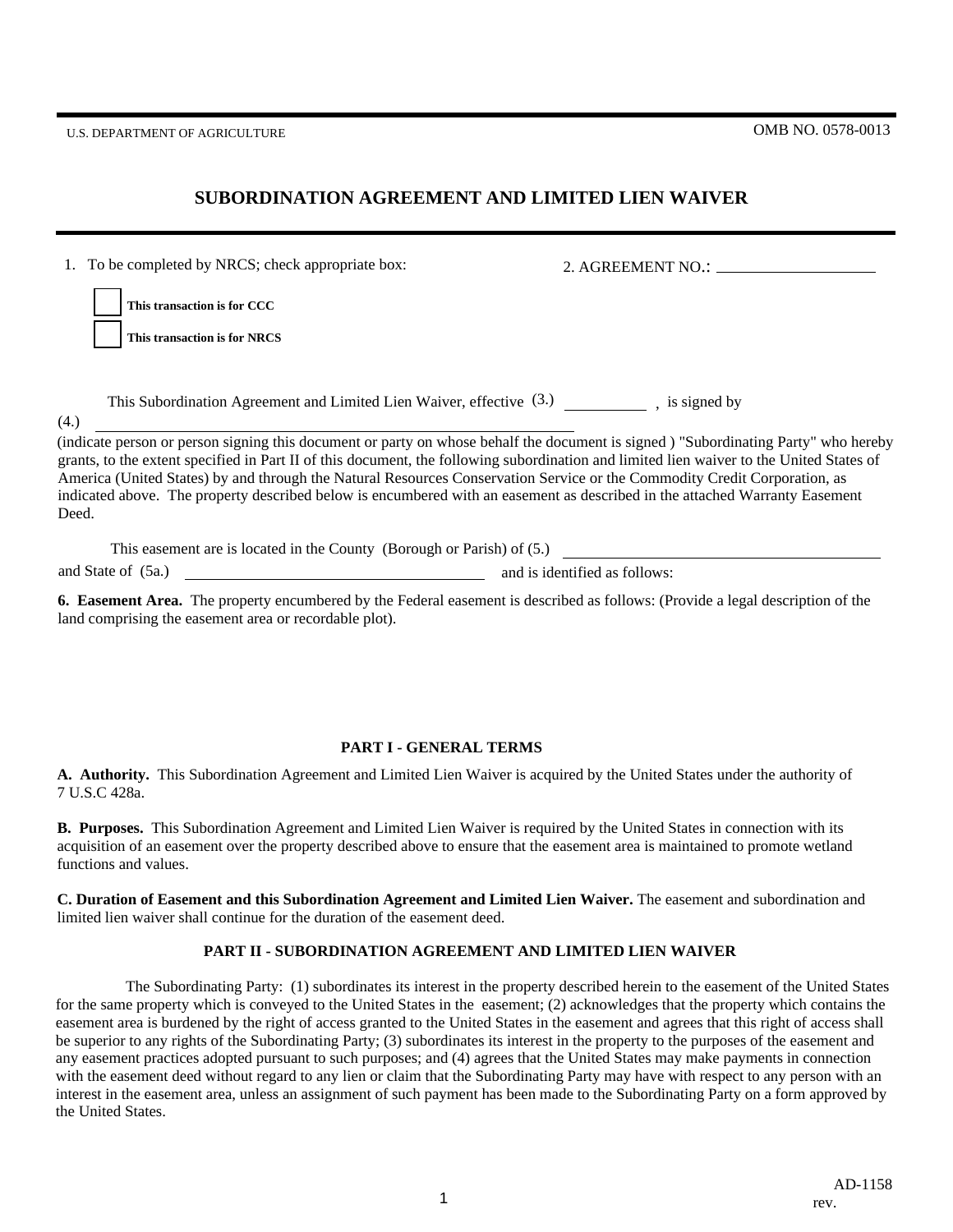U.S. DEPARTMENT OF AGRICULTURE

OMB NO. 0578-0013

# SUBORDINATION AGREEMENT AND LIMITED LIEN WAIVER

1. To be completed by NRCS; check appropriate box:

2. AGREEMENT NO.: ____________________

☐ **This transaction is for CCC**

☐ **This transaction is for NRCS**

This Subordination Agreement and Limited Lien Waiver, effective (3.) __________ , is signed by

(4.) ________________________________________________

(indicate person or person signing this document or party on whose behalf the document is signed ) "Subordinating Party" who hereby grants, to the extent specified in Part II of this document, the following subordination and limited lien waiver to the United States of America (United States) by and through the Natural Resources Conservation Service or the Commodity Credit Corporation, as indicated above. The property described below is encumbered with an easement as described in the attached Warranty Easement Deed.

This easement are is located in the County (Borough or Parish) of (5.) ________________________________________

and State of (5a.) ________________________________ and is identified as follows:

**6. Easement Area.** The property encumbered by the Federal easement is described as follows: (Provide a legal description of the land comprising the easement area or recordable plot).

## PART I - GENERAL TERMS

**A. Authority.** This Subordination Agreement and Limited Lien Waiver is acquired by the United States under the authority of 7 U.S.C 428a.

**B. Purposes.** This Subordination Agreement and Limited Lien Waiver is required by the United States in connection with its acquisition of an easement over the property described above to ensure that the easement area is maintained to promote wetland functions and values.

**C. Duration of Easement and this Subordination Agreement and Limited Lien Waiver.** The easement and subordination and limited lien waiver shall continue for the duration of the easement deed.

## PART II - SUBORDINATION AGREEMENT AND LIMITED LIEN WAIVER

The Subordinating Party: (1) subordinates its interest in the property described herein to the easement of the United States for the same property which is conveyed to the United States in the easement; (2) acknowledges that the property which contains the easement area is burdened by the right of access granted to the United States in the easement and agrees that this right of access shall be superior to any rights of the Subordinating Party; (3) subordinates its interest in the property to the purposes of the easement and any easement practices adopted pursuant to such purposes; and (4) agrees that the United States may make payments in connection with the easement deed without regard to any lien or claim that the Subordinating Party may have with respect to any person with an interest in the easement area, unless an assignment of such payment has been made to the Subordinating Party on a form approved by the United States.

AD-1158
rev.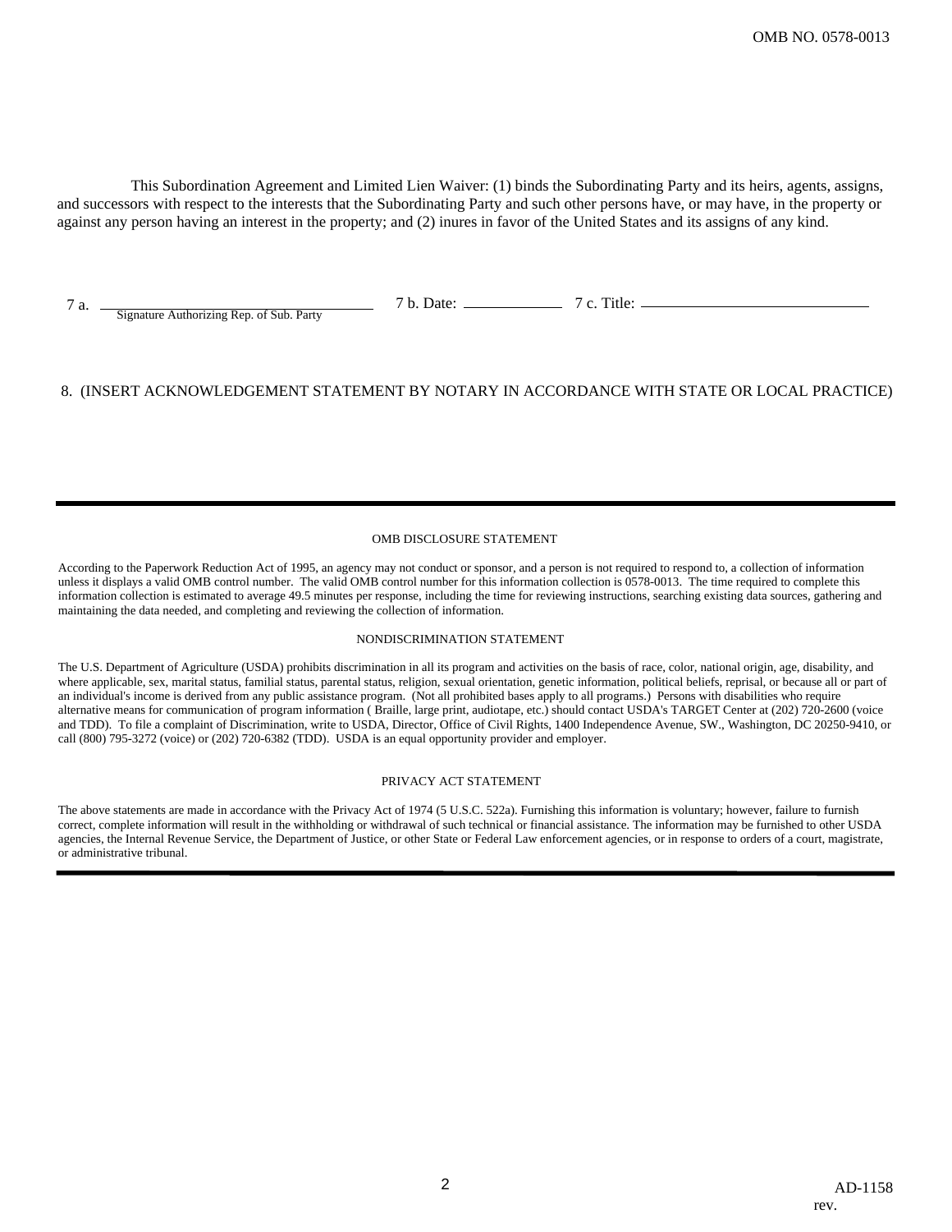This Subordination Agreement and Limited Lien Waiver: (1) binds the Subordinating Party and its heirs, agents, assigns, and successors with respect to the interests that the Subordinating Party and such other persons have, or may have, in the property or against any person having an interest in the property; and (2) inures in favor of the United States and its assigns of any kind.

7 a. ______________________________ 7 b. Date: ____________ 7 c. Title: ______________________________
Signature Authorizing Rep. of Sub. Party

8. (INSERT ACKNOWLEDGEMENT STATEMENT BY NOTARY IN ACCORDANCE WITH STATE OR LOCAL PRACTICE)

---

OMB DISCLOSURE STATEMENT

According to the Paperwork Reduction Act of 1995, an agency may not conduct or sponsor, and a person is not required to respond to, a collection of information unless it displays a valid OMB control number. The valid OMB control number for this information collection is 0578-0013. The time required to complete this information collection is estimated to average 49.5 minutes per response, including the time for reviewing instructions, searching existing data sources, gathering and maintaining the data needed, and completing and reviewing the collection of information.

NONDISCRIMINATION STATEMENT

The U.S. Department of Agriculture (USDA) prohibits discrimination in all its program and activities on the basis of race, color, national origin, age, disability, and where applicable, sex, marital status, familial status, parental status, religion, sexual orientation, genetic information, political beliefs, reprisal, or because all or part of an individual's income is derived from any public assistance program. (Not all prohibited bases apply to all programs.) Persons with disabilities who require alternative means for communication of program information ( Braille, large print, audiotape, etc.) should contact USDA's TARGET Center at (202) 720-2600 (voice and TDD). To file a complaint of Discrimination, write to USDA, Director, Office of Civil Rights, 1400 Independence Avenue, SW., Washington, DC 20250-9410, or call (800) 795-3272 (voice) or (202) 720-6382 (TDD). USDA is an equal opportunity provider and employer.

PRIVACY ACT STATEMENT

The above statements are made in accordance with the Privacy Act of 1974 (5 U.S.C. 522a). Furnishing this information is voluntary; however, failure to furnish correct, complete information will result in the withholding or withdrawal of such technical or financial assistance. The information may be furnished to other USDA agencies, the Internal Revenue Service, the Department of Justice, or other State or Federal Law enforcement agencies, or in response to orders of a court, magistrate, or administrative tribunal.

---

AD-1158
rev.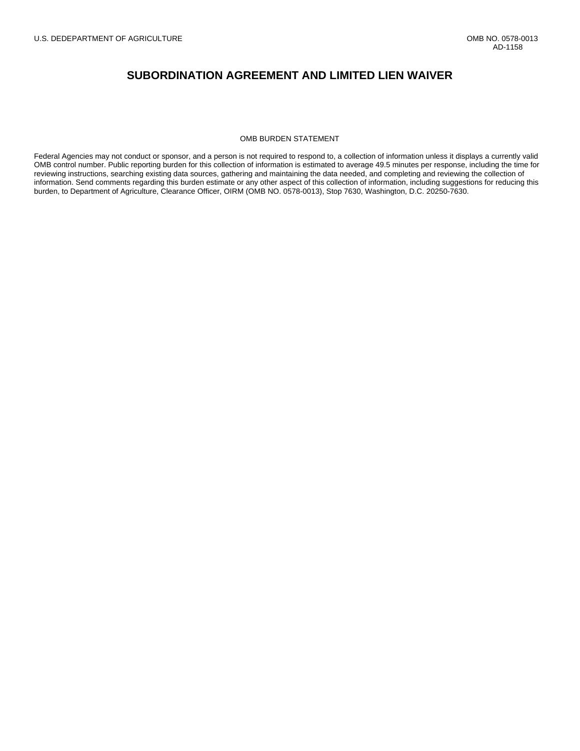U.S. DEDEPARTMENT OF AGRICULTURE

OMB NO. 0578-0013
AD-1158

# SUBORDINATION AGREEMENT AND LIMITED LIEN WAIVER

OMB BURDEN STATEMENT

Federal Agencies may not conduct or sponsor, and a person is not required to respond to, a collection of information unless it displays a currently valid OMB control number. Public reporting burden for this collection of information is estimated to average 49.5 minutes per response, including the time for reviewing instructions, searching existing data sources, gathering and maintaining the data needed, and completing and reviewing the collection of information. Send comments regarding this burden estimate or any other aspect of this collection of information, including suggestions for reducing this burden, to Department of Agriculture, Clearance Officer, OIRM (OMB NO. 0578-0013), Stop 7630, Washington, D.C. 20250-7630.